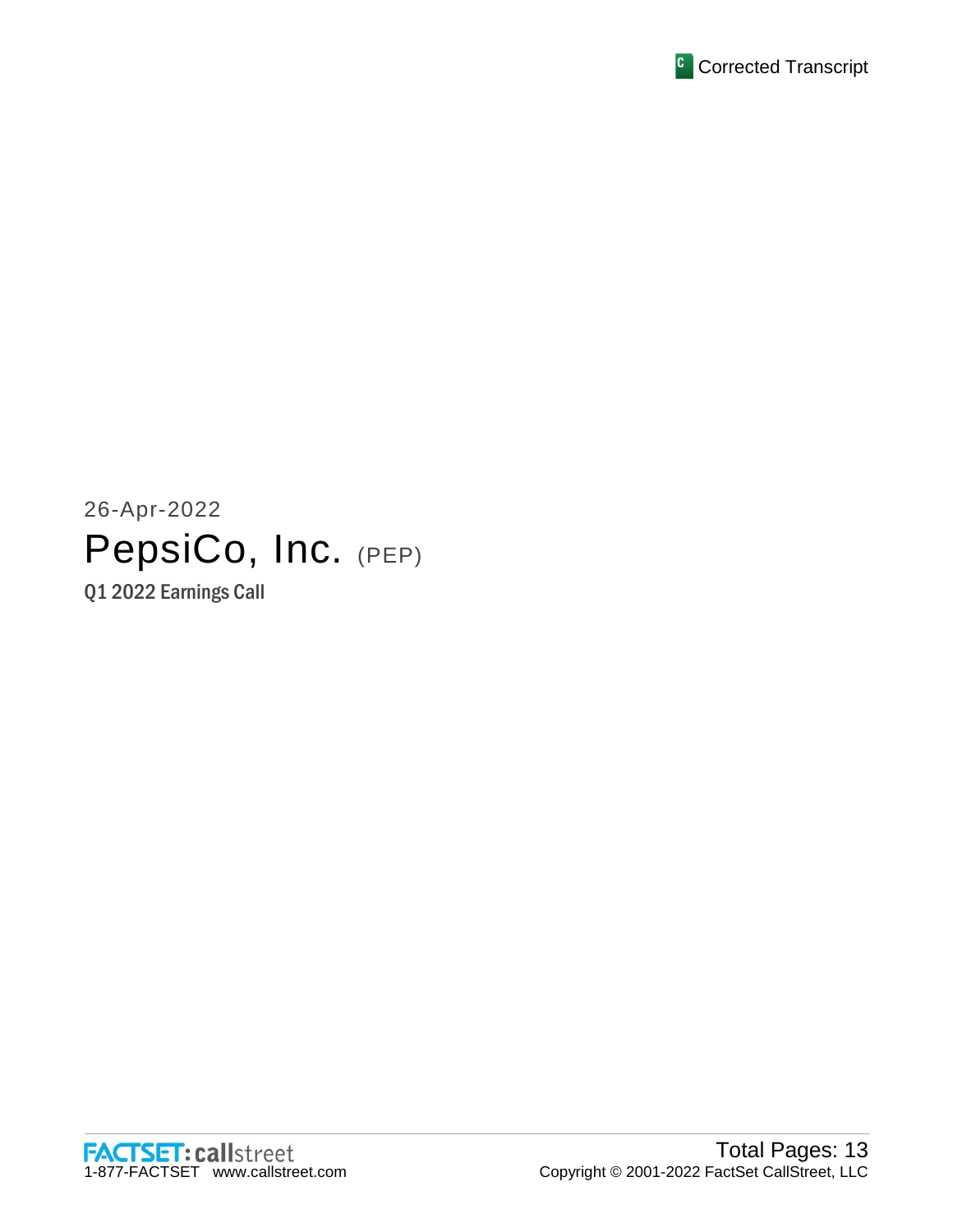Corrected Transcript

26-Apr-2022

# PepsiCo, Inc. (PEP)

## Q1 2022 Earnings Call

FACTSET: callstreet
1-877-FACTSET www.callstreet.com

Total Pages: 13
Copyright © 2001-2022 FactSet CallStreet, LLC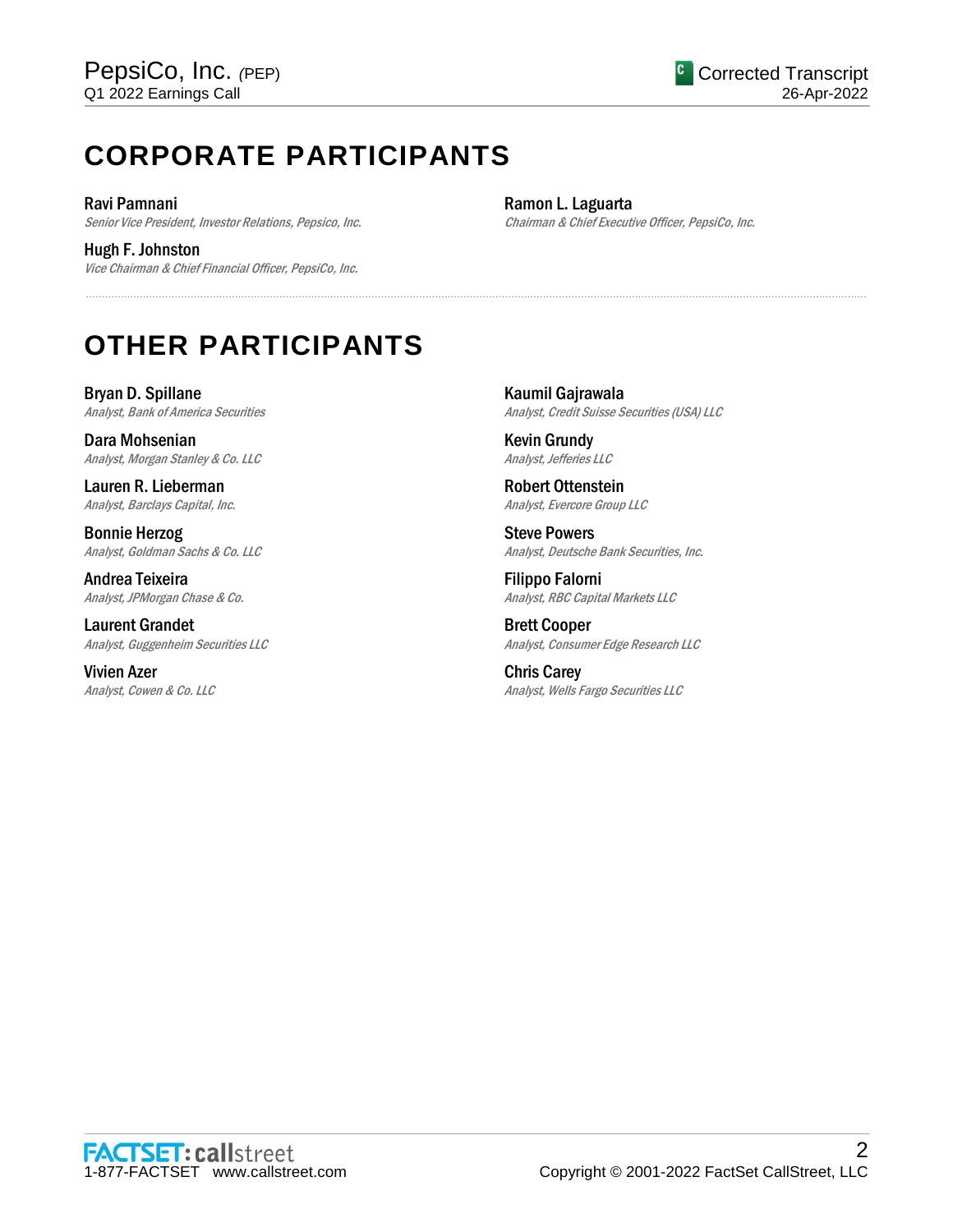# CORPORATE PARTICIPANTS

**Ravi Pamnani**
*Senior Vice President, Investor Relations, Pepsico, Inc.*

**Hugh F. Johnston**
*Vice Chairman & Chief Financial Officer, PepsiCo, Inc.*

**Ramon L. Laguarta**
*Chairman & Chief Executive Officer, PepsiCo, Inc.*

---

# OTHER PARTICIPANTS

**Bryan D. Spillane**
*Analyst, Bank of America Securities*

**Dara Mohsenian**
*Analyst, Morgan Stanley & Co. LLC*

**Lauren R. Lieberman**
*Analyst, Barclays Capital, Inc.*

**Bonnie Herzog**
*Analyst, Goldman Sachs & Co. LLC*

**Andrea Teixeira**
*Analyst, JPMorgan Chase & Co.*

**Laurent Grandet**
*Analyst, Guggenheim Securities LLC*

**Vivien Azer**
*Analyst, Cowen & Co. LLC*

**Kaumil Gajrawala**
*Analyst, Credit Suisse Securities (USA) LLC*

**Kevin Grundy**
*Analyst, Jefferies LLC*

**Robert Ottenstein**
*Analyst, Evercore Group LLC*

**Steve Powers**
*Analyst, Deutsche Bank Securities, Inc.*

**Filippo Falorni**
*Analyst, RBC Capital Markets LLC*

**Brett Cooper**
*Analyst, Consumer Edge Research LLC*

**Chris Carey**
*Analyst, Wells Fargo Securities LLC*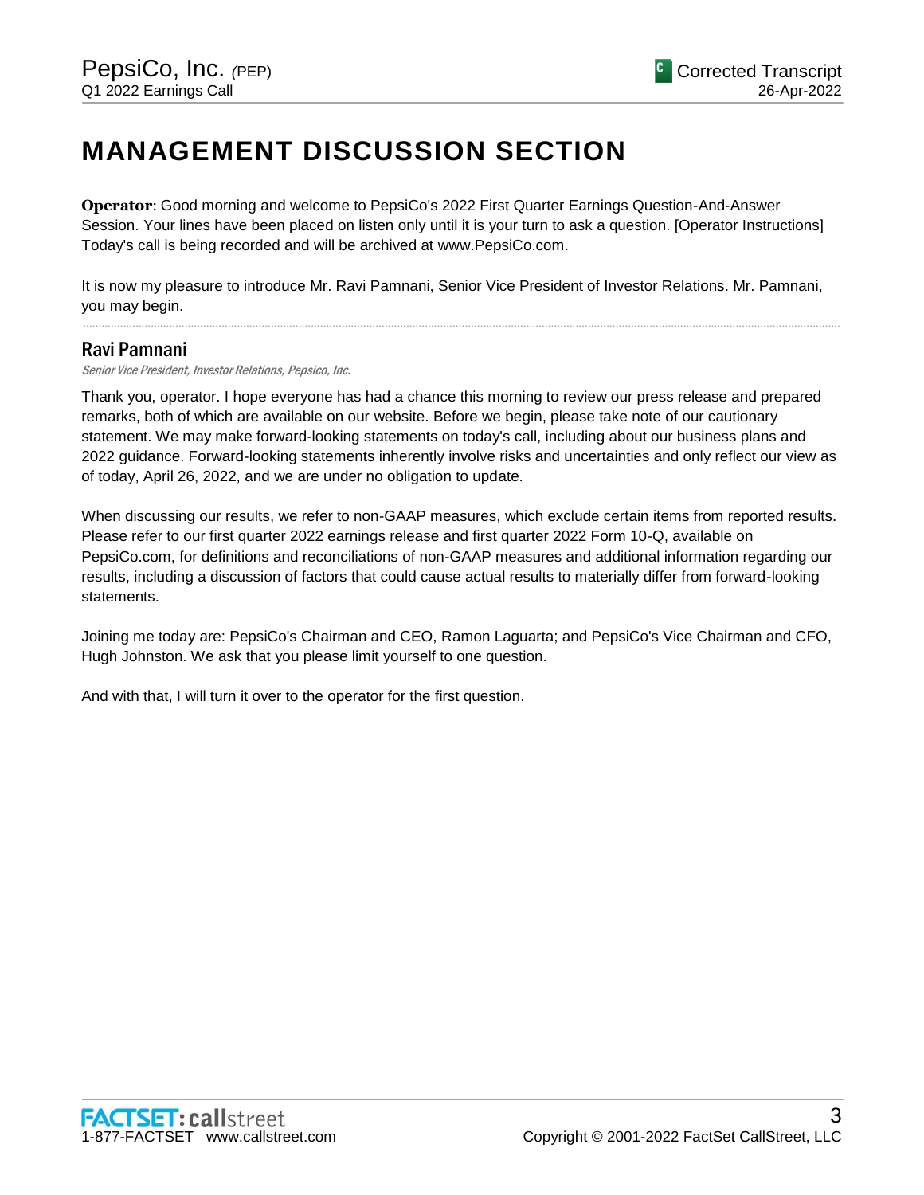# MANAGEMENT DISCUSSION SECTION

**Operator**: Good morning and welcome to PepsiCo's 2022 First Quarter Earnings Question-And-Answer Session. Your lines have been placed on listen only until it is your turn to ask a question. [Operator Instructions] Today's call is being recorded and will be archived at www.PepsiCo.com.

It is now my pleasure to introduce Mr. Ravi Pamnani, Senior Vice President of Investor Relations. Mr. Pamnani, you may begin.

---

## Ravi Pamnani

*Senior Vice President, Investor Relations, Pepsico, Inc.*

Thank you, operator. I hope everyone has had a chance this morning to review our press release and prepared remarks, both of which are available on our website. Before we begin, please take note of our cautionary statement. We may make forward-looking statements on today's call, including about our business plans and 2022 guidance. Forward-looking statements inherently involve risks and uncertainties and only reflect our view as of today, April 26, 2022, and we are under no obligation to update.

When discussing our results, we refer to non-GAAP measures, which exclude certain items from reported results. Please refer to our first quarter 2022 earnings release and first quarter 2022 Form 10-Q, available on PepsiCo.com, for definitions and reconciliations of non-GAAP measures and additional information regarding our results, including a discussion of factors that could cause actual results to materially differ from forward-looking statements.

Joining me today are: PepsiCo's Chairman and CEO, Ramon Laguarta; and PepsiCo's Vice Chairman and CFO, Hugh Johnston. We ask that you please limit yourself to one question.

And with that, I will turn it over to the operator for the first question.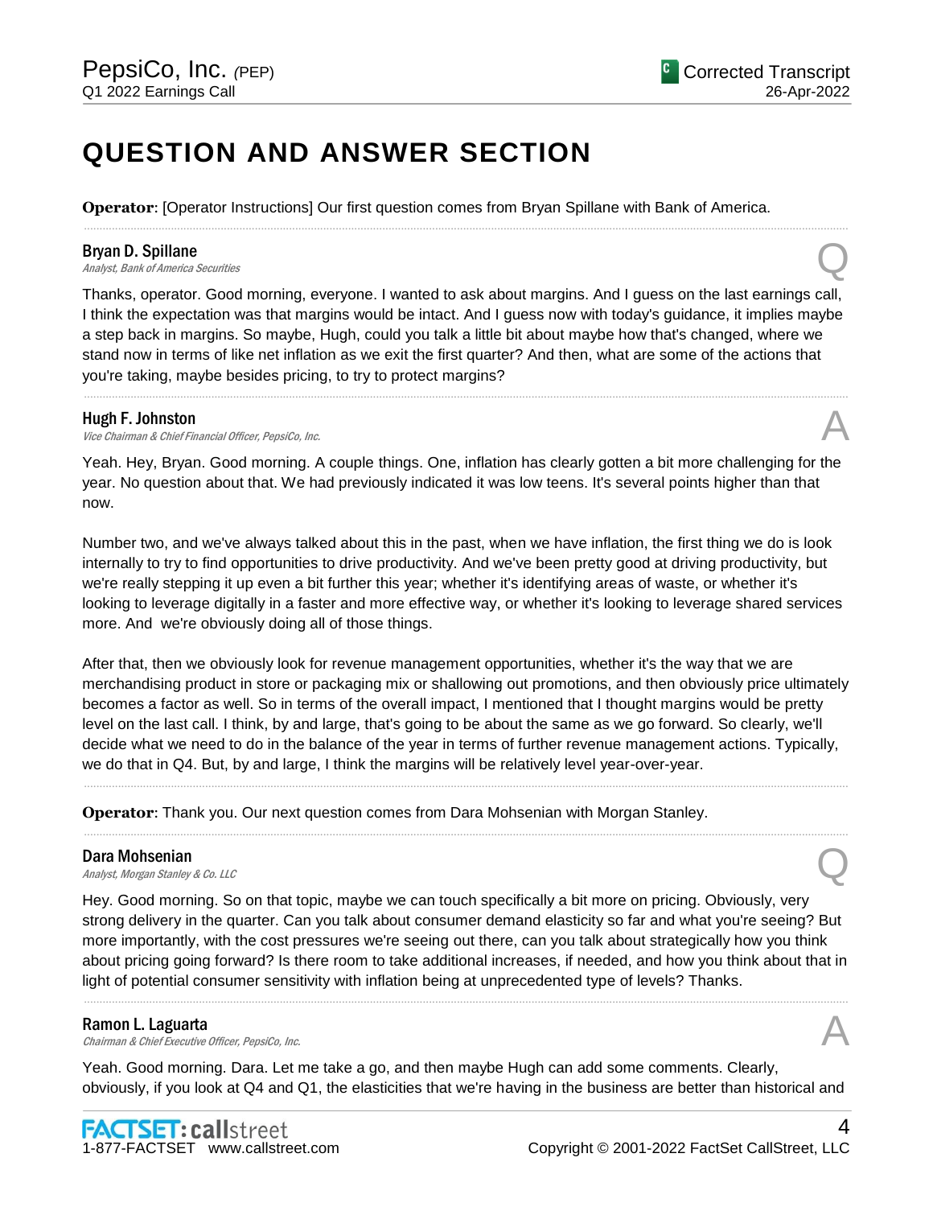# QUESTION AND ANSWER SECTION

**Operator**: [Operator Instructions] Our first question comes from Bryan Spillane with Bank of America.

**Bryan D. Spillane**
*Analyst, Bank of America Securities* **Q**

Thanks, operator. Good morning, everyone. I wanted to ask about margins. And I guess on the last earnings call, I think the expectation was that margins would be intact. And I guess now with today's guidance, it implies maybe a step back in margins. So maybe, Hugh, could you talk a little bit about maybe how that's changed, where we stand now in terms of like net inflation as we exit the first quarter? And then, what are some of the actions that you're taking, maybe besides pricing, to try to protect margins?

**Hugh F. Johnston**
*Vice Chairman & Chief Financial Officer, PepsiCo, Inc.* **A**

Yeah. Hey, Bryan. Good morning. A couple things. One, inflation has clearly gotten a bit more challenging for the year. No question about that. We had previously indicated it was low teens. It's several points higher than that now.

Number two, and we've always talked about this in the past, when we have inflation, the first thing we do is look internally to try to find opportunities to drive productivity. And we've been pretty good at driving productivity, but we're really stepping it up even a bit further this year; whether it's identifying areas of waste, or whether it's looking to leverage digitally in a faster and more effective way, or whether it's looking to leverage shared services more. And we're obviously doing all of those things.

After that, then we obviously look for revenue management opportunities, whether it's the way that we are merchandising product in store or packaging mix or shallowing out promotions, and then obviously price ultimately becomes a factor as well. So in terms of the overall impact, I mentioned that I thought margins would be pretty level on the last call. I think, by and large, that's going to be about the same as we go forward. So clearly, we'll decide what we need to do in the balance of the year in terms of further revenue management actions. Typically, we do that in Q4. But, by and large, I think the margins will be relatively level year-over-year.

**Operator**: Thank you. Our next question comes from Dara Mohsenian with Morgan Stanley.

**Dara Mohsenian**
*Analyst, Morgan Stanley & Co. LLC* **Q**

Hey. Good morning. So on that topic, maybe we can touch specifically a bit more on pricing. Obviously, very strong delivery in the quarter. Can you talk about consumer demand elasticity so far and what you're seeing? But more importantly, with the cost pressures we're seeing out there, can you talk about strategically how you think about pricing going forward? Is there room to take additional increases, if needed, and how you think about that in light of potential consumer sensitivity with inflation being at unprecedented type of levels? Thanks.

**Ramon L. Laguarta**
*Chairman & Chief Executive Officer, PepsiCo, Inc.* **A**

Yeah. Good morning. Dara. Let me take a go, and then maybe Hugh can add some comments. Clearly, obviously, if you look at Q4 and Q1, the elasticities that we're having in the business are better than historical and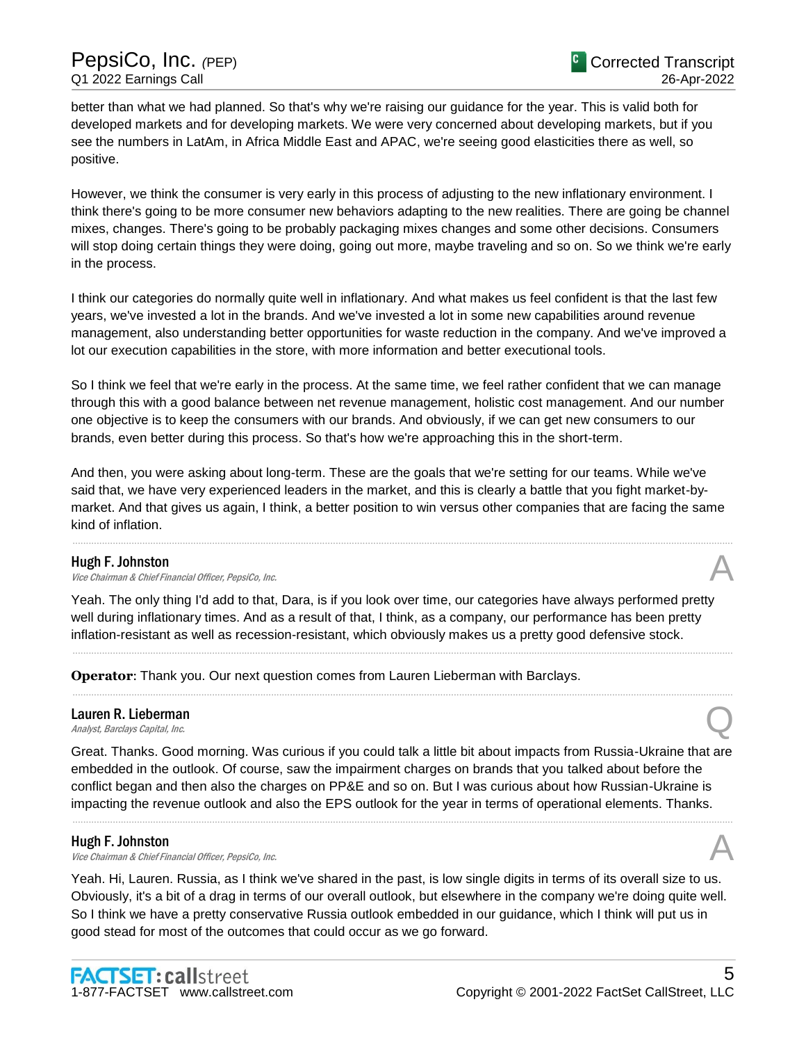better than what we had planned. So that's why we're raising our guidance for the year. This is valid both for developed markets and for developing markets. We were very concerned about developing markets, but if you see the numbers in LatAm, in Africa Middle East and APAC, we're seeing good elasticities there as well, so positive.

However, we think the consumer is very early in this process of adjusting to the new inflationary environment. I think there's going to be more consumer new behaviors adapting to the new realities. There are going be channel mixes, changes. There's going to be probably packaging mixes changes and some other decisions. Consumers will stop doing certain things they were doing, going out more, maybe traveling and so on. So we think we're early in the process.

I think our categories do normally quite well in inflationary. And what makes us feel confident is that the last few years, we've invested a lot in the brands. And we've invested a lot in some new capabilities around revenue management, also understanding better opportunities for waste reduction in the company. And we've improved a lot our execution capabilities in the store, with more information and better executional tools.

So I think we feel that we're early in the process. At the same time, we feel rather confident that we can manage through this with a good balance between net revenue management, holistic cost management. And our number one objective is to keep the consumers with our brands. And obviously, if we can get new consumers to our brands, even better during this process. So that's how we're approaching this in the short-term.

And then, you were asking about long-term. These are the goals that we're setting for our teams. While we've said that, we have very experienced leaders in the market, and this is clearly a battle that you fight market-by-market. And that gives us again, I think, a better position to win versus other companies that are facing the same kind of inflation.

---

**Hugh F. Johnston**
*Vice Chairman & Chief Financial Officer, PepsiCo, Inc.* — A

Yeah. The only thing I'd add to that, Dara, is if you look over time, our categories have always performed pretty well during inflationary times. And as a result of that, I think, as a company, our performance has been pretty inflation-resistant as well as recession-resistant, which obviously makes us a pretty good defensive stock.

---

**Operator**: Thank you. Our next question comes from Lauren Lieberman with Barclays.

---

**Lauren R. Lieberman**
*Analyst, Barclays Capital, Inc.* — Q

Great. Thanks. Good morning. Was curious if you could talk a little bit about impacts from Russia-Ukraine that are embedded in the outlook. Of course, saw the impairment charges on brands that you talked about before the conflict began and then also the charges on PP&E and so on. But I was curious about how Russian-Ukraine is impacting the revenue outlook and also the EPS outlook for the year in terms of operational elements. Thanks.

---

**Hugh F. Johnston**
*Vice Chairman & Chief Financial Officer, PepsiCo, Inc.* — A

Yeah. Hi, Lauren. Russia, as I think we've shared in the past, is low single digits in terms of its overall size to us. Obviously, it's a bit of a drag in terms of our overall outlook, but elsewhere in the company we're doing quite well. So I think we have a pretty conservative Russia outlook embedded in our guidance, which I think will put us in good stead for most of the outcomes that could occur as we go forward.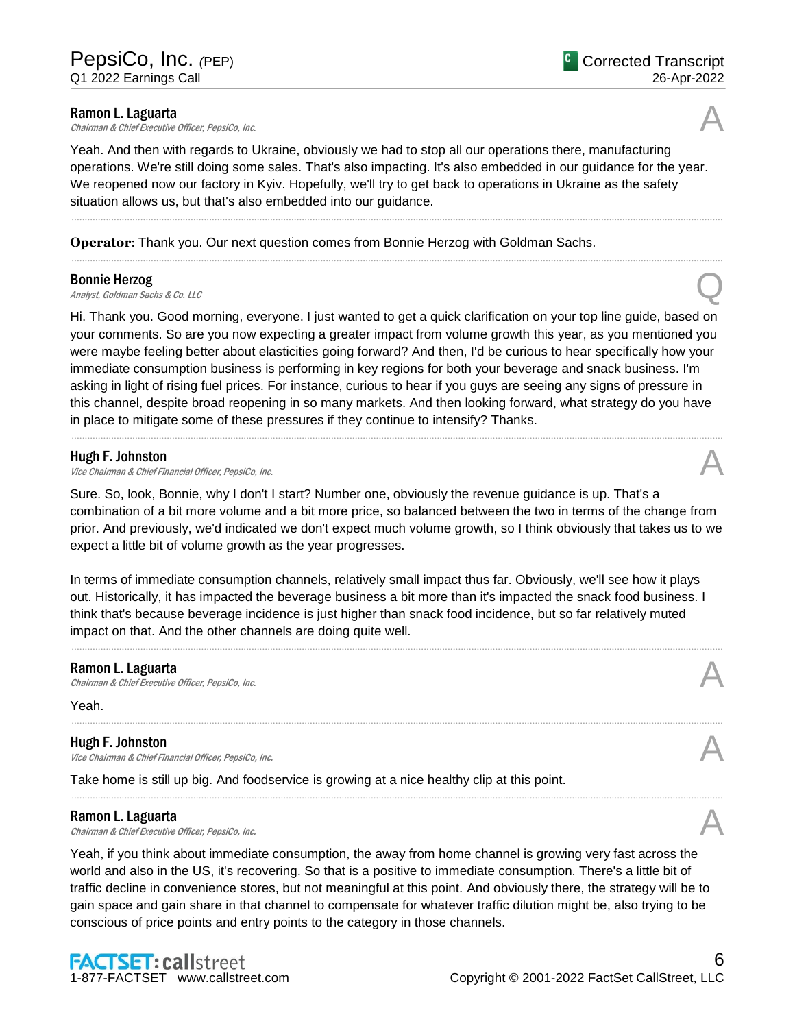**Ramon L. Laguarta**
*Chairman & Chief Executive Officer, PepsiCo, Inc.*

A

Yeah. And then with regards to Ukraine, obviously we had to stop all our operations there, manufacturing operations. We're still doing some sales. That's also impacting. It's also embedded in our guidance for the year. We reopened now our factory in Kyiv. Hopefully, we'll try to get back to operations in Ukraine as the safety situation allows us, but that's also embedded into our guidance.

---

**Operator**: Thank you. Our next question comes from Bonnie Herzog with Goldman Sachs.

---

**Bonnie Herzog**
*Analyst, Goldman Sachs & Co. LLC*

Q

Hi. Thank you. Good morning, everyone. I just wanted to get a quick clarification on your top line guide, based on your comments. So are you now expecting a greater impact from volume growth this year, as you mentioned you were maybe feeling better about elasticities going forward? And then, I'd be curious to hear specifically how your immediate consumption business is performing in key regions for both your beverage and snack business. I'm asking in light of rising fuel prices. For instance, curious to hear if you guys are seeing any signs of pressure in this channel, despite broad reopening in so many markets. And then looking forward, what strategy do you have in place to mitigate some of these pressures if they continue to intensify? Thanks.

---

**Hugh F. Johnston**
*Vice Chairman & Chief Financial Officer, PepsiCo, Inc.*

A

Sure. So, look, Bonnie, why I don't I start? Number one, obviously the revenue guidance is up. That's a combination of a bit more volume and a bit more price, so balanced between the two in terms of the change from prior. And previously, we'd indicated we don't expect much volume growth, so I think obviously that takes us to we expect a little bit of volume growth as the year progresses.

In terms of immediate consumption channels, relatively small impact thus far. Obviously, we'll see how it plays out. Historically, it has impacted the beverage business a bit more than it's impacted the snack food business. I think that's because beverage incidence is just higher than snack food incidence, but so far relatively muted impact on that. And the other channels are doing quite well.

---

**Ramon L. Laguarta**
*Chairman & Chief Executive Officer, PepsiCo, Inc.*

A

Yeah.

---

**Hugh F. Johnston**
*Vice Chairman & Chief Financial Officer, PepsiCo, Inc.*

A

Take home is still up big. And foodservice is growing at a nice healthy clip at this point.

---

**Ramon L. Laguarta**
*Chairman & Chief Executive Officer, PepsiCo, Inc.*

A

Yeah, if you think about immediate consumption, the away from home channel is growing very fast across the world and also in the US, it's recovering. So that is a positive to immediate consumption. There's a little bit of traffic decline in convenience stores, but not meaningful at this point. And obviously there, the strategy will be to gain space and gain share in that channel to compensate for whatever traffic dilution might be, also trying to be conscious of price points and entry points to the category in those channels.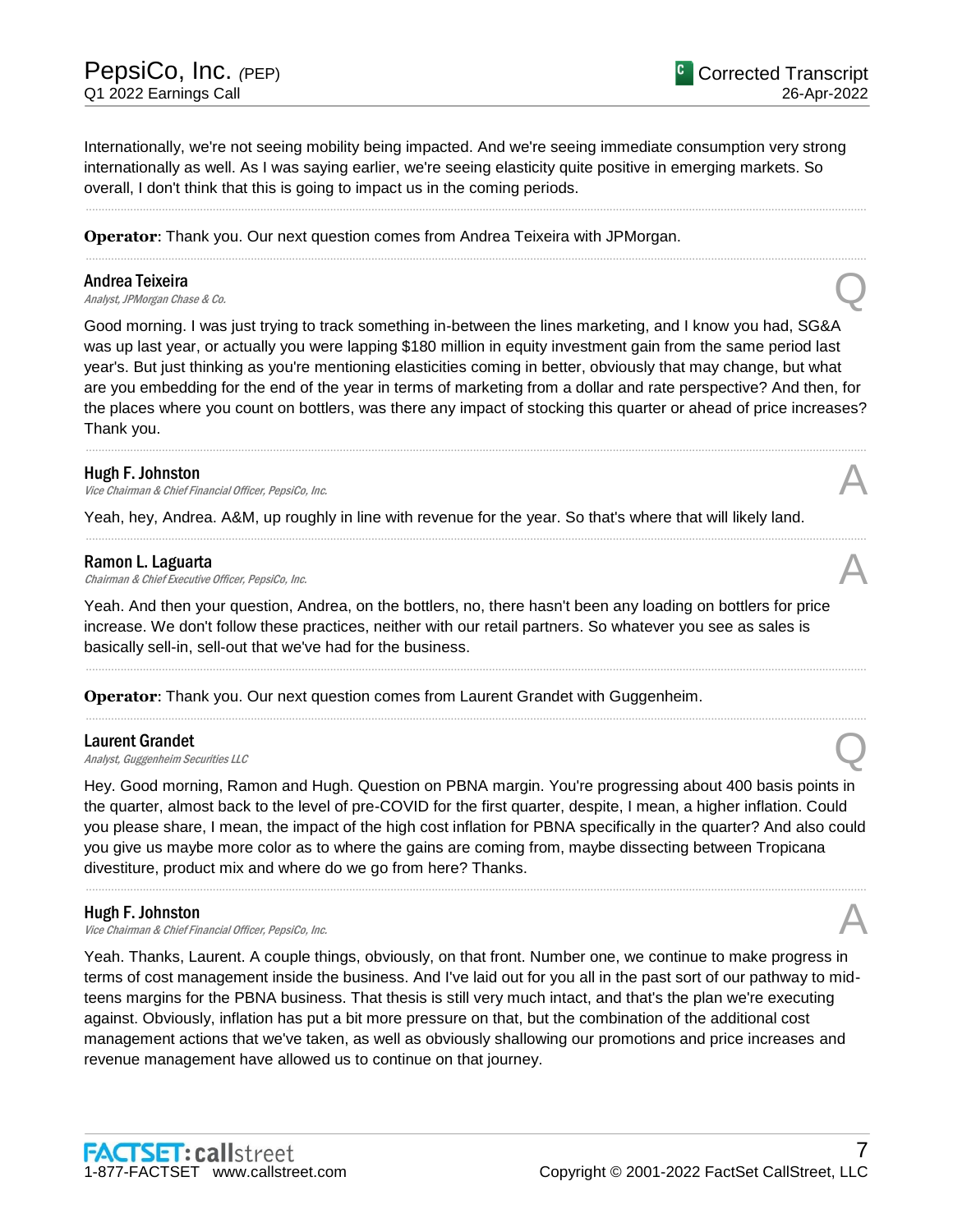Internationally, we're not seeing mobility being impacted. And we're seeing immediate consumption very strong internationally as well. As I was saying earlier, we're seeing elasticity quite positive in emerging markets. So overall, I don't think that this is going to impact us in the coming periods.

---

**Operator**: Thank you. Our next question comes from Andrea Teixeira with JPMorgan.

---

**Andrea Teixeira**
*Analyst, JPMorgan Chase & Co.* **Q**

Good morning. I was just trying to track something in-between the lines marketing, and I know you had, SG&A was up last year, or actually you were lapping $180 million in equity investment gain from the same period last year's. But just thinking as you're mentioning elasticities coming in better, obviously that may change, but what are you embedding for the end of the year in terms of marketing from a dollar and rate perspective? And then, for the places where you count on bottlers, was there any impact of stocking this quarter or ahead of price increases? Thank you.

---

**Hugh F. Johnston**
*Vice Chairman & Chief Financial Officer, PepsiCo, Inc.* **A**

Yeah, hey, Andrea. A&M, up roughly in line with revenue for the year. So that's where that will likely land.

---

**Ramon L. Laguarta**
*Chairman & Chief Executive Officer, PepsiCo, Inc.* **A**

Yeah. And then your question, Andrea, on the bottlers, no, there hasn't been any loading on bottlers for price increase. We don't follow these practices, neither with our retail partners. So whatever you see as sales is basically sell-in, sell-out that we've had for the business.

---

**Operator**: Thank you. Our next question comes from Laurent Grandet with Guggenheim.

---

**Laurent Grandet**
*Analyst, Guggenheim Securities LLC* **Q**

Hey. Good morning, Ramon and Hugh. Question on PBNA margin. You're progressing about 400 basis points in the quarter, almost back to the level of pre-COVID for the first quarter, despite, I mean, a higher inflation. Could you please share, I mean, the impact of the high cost inflation for PBNA specifically in the quarter? And also could you give us maybe more color as to where the gains are coming from, maybe dissecting between Tropicana divestiture, product mix and where do we go from here? Thanks.

---

**Hugh F. Johnston**
*Vice Chairman & Chief Financial Officer, PepsiCo, Inc.* **A**

Yeah. Thanks, Laurent. A couple things, obviously, on that front. Number one, we continue to make progress in terms of cost management inside the business. And I've laid out for you all in the past sort of our pathway to mid-teens margins for the PBNA business. That thesis is still very much intact, and that's the plan we're executing against. Obviously, inflation has put a bit more pressure on that, but the combination of the additional cost management actions that we've taken, as well as obviously shallowing our promotions and price increases and revenue management have allowed us to continue on that journey.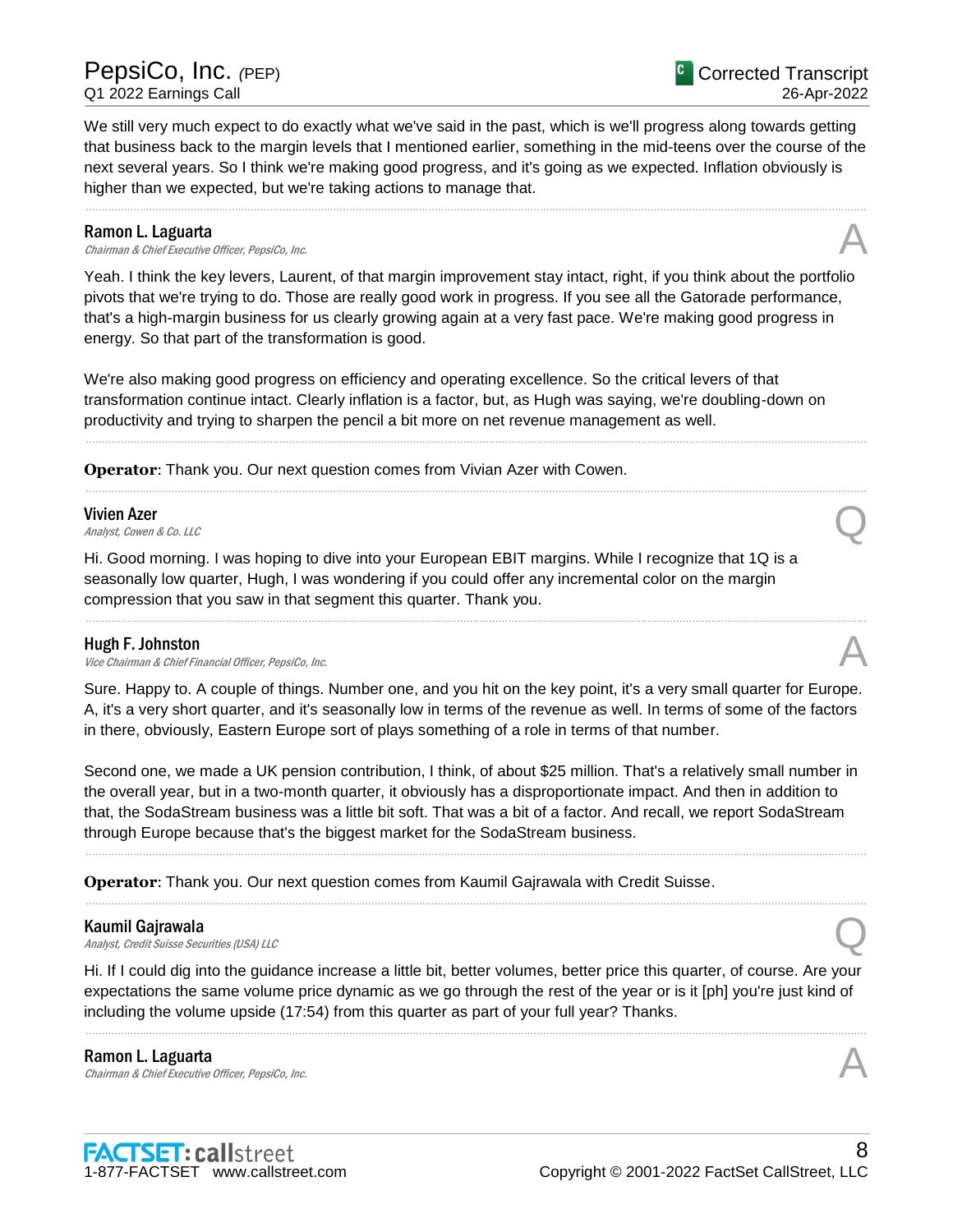We still very much expect to do exactly what we've said in the past, which is we'll progress along towards getting that business back to the margin levels that I mentioned earlier, something in the mid-teens over the course of the next several years. So I think we're making good progress, and it's going as we expected. Inflation obviously is higher than we expected, but we're taking actions to manage that.

---

**Ramon L. Laguarta**
*Chairman & Chief Executive Officer, PepsiCo, Inc.*

A

Yeah. I think the key levers, Laurent, of that margin improvement stay intact, right, if you think about the portfolio pivots that we're trying to do. Those are really good work in progress. If you see all the Gatorade performance, that's a high-margin business for us clearly growing again at a very fast pace. We're making good progress in energy. So that part of the transformation is good.

We're also making good progress on efficiency and operating excellence. So the critical levers of that transformation continue intact. Clearly inflation is a factor, but, as Hugh was saying, we're doubling-down on productivity and trying to sharpen the pencil a bit more on net revenue management as well.

---

**Operator**: Thank you. Our next question comes from Vivian Azer with Cowen.

---

**Vivien Azer**
*Analyst, Cowen & Co. LLC*

Q

Hi. Good morning. I was hoping to dive into your European EBIT margins. While I recognize that 1Q is a seasonally low quarter, Hugh, I was wondering if you could offer any incremental color on the margin compression that you saw in that segment this quarter. Thank you.

---

**Hugh F. Johnston**
*Vice Chairman & Chief Financial Officer, PepsiCo, Inc.*

A

Sure. Happy to. A couple of things. Number one, and you hit on the key point, it's a very small quarter for Europe. A, it's a very short quarter, and it's seasonally low in terms of the revenue as well. In terms of some of the factors in there, obviously, Eastern Europe sort of plays something of a role in terms of that number.

Second one, we made a UK pension contribution, I think, of about $25 million. That's a relatively small number in the overall year, but in a two-month quarter, it obviously has a disproportionate impact. And then in addition to that, the SodaStream business was a little bit soft. That was a bit of a factor. And recall, we report SodaStream through Europe because that's the biggest market for the SodaStream business.

---

**Operator**: Thank you. Our next question comes from Kaumil Gajrawala with Credit Suisse.

---

**Kaumil Gajrawala**
*Analyst, Credit Suisse Securities (USA) LLC*

Q

Hi. If I could dig into the guidance increase a little bit, better volumes, better price this quarter, of course. Are your expectations the same volume price dynamic as we go through the rest of the year or is it [ph] you're just kind of including the volume upside (17:54) from this quarter as part of your full year? Thanks.

---

**Ramon L. Laguarta**
*Chairman & Chief Executive Officer, PepsiCo, Inc.*

A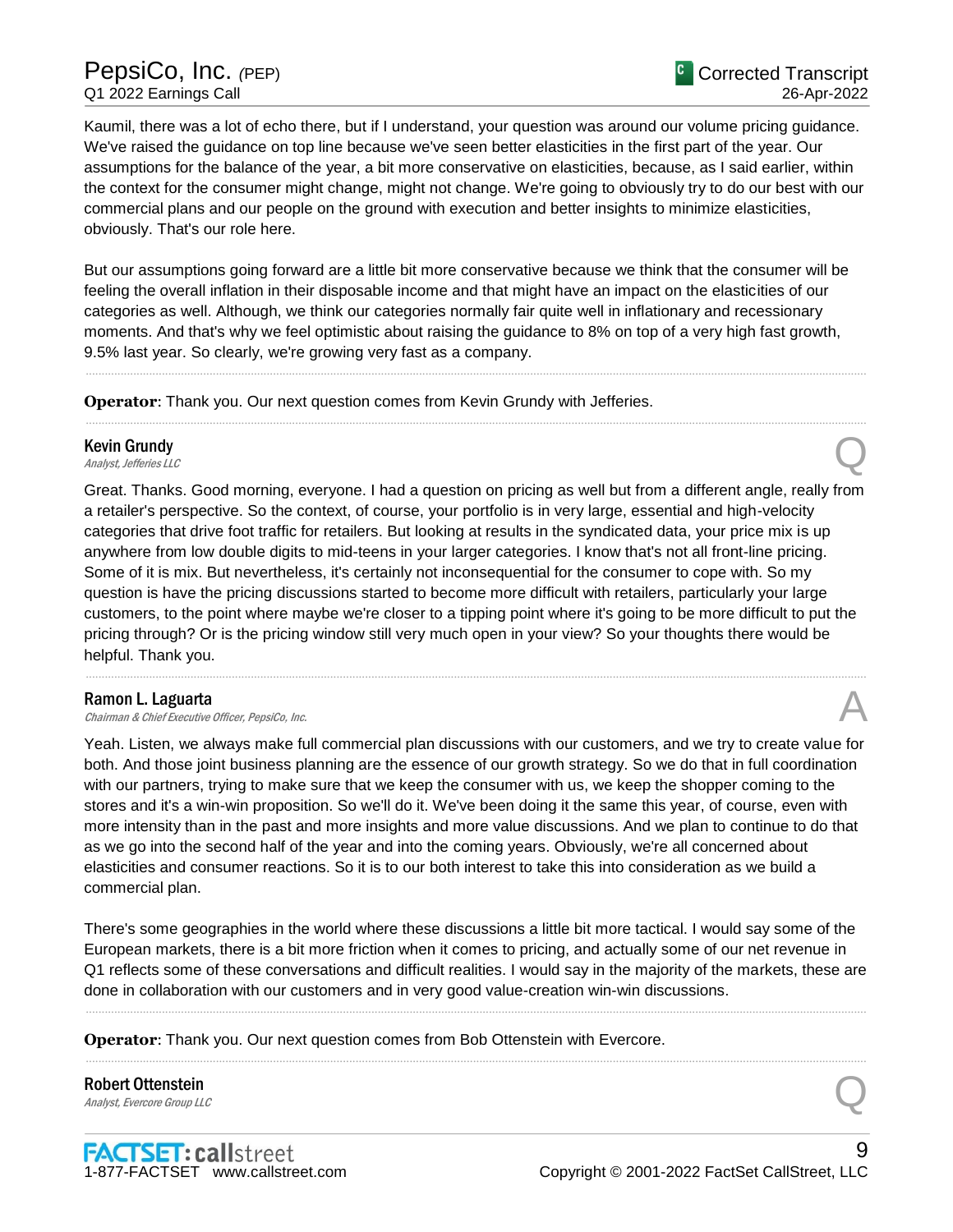Kaumil, there was a lot of echo there, but if I understand, your question was around our volume pricing guidance. We've raised the guidance on top line because we've seen better elasticities in the first part of the year. Our assumptions for the balance of the year, a bit more conservative on elasticities, because, as I said earlier, within the context for the consumer might change, might not change. We're going to obviously try to do our best with our commercial plans and our people on the ground with execution and better insights to minimize elasticities, obviously. That's our role here.

But our assumptions going forward are a little bit more conservative because we think that the consumer will be feeling the overall inflation in their disposable income and that might have an impact on the elasticities of our categories as well. Although, we think our categories normally fair quite well in inflationary and recessionary moments. And that's why we feel optimistic about raising the guidance to 8% on top of a very high fast growth, 9.5% last year. So clearly, we're growing very fast as a company.

---

**Operator**: Thank you. Our next question comes from Kevin Grundy with Jefferies.

---

**Kevin Grundy**
*Analyst, Jefferies LLC*

Q

Great. Thanks. Good morning, everyone. I had a question on pricing as well but from a different angle, really from a retailer's perspective. So the context, of course, your portfolio is in very large, essential and high-velocity categories that drive foot traffic for retailers. But looking at results in the syndicated data, your price mix is up anywhere from low double digits to mid-teens in your larger categories. I know that's not all front-line pricing. Some of it is mix. But nevertheless, it's certainly not inconsequential for the consumer to cope with. So my question is have the pricing discussions started to become more difficult with retailers, particularly your large customers, to the point where maybe we're closer to a tipping point where it's going to be more difficult to put the pricing through? Or is the pricing window still very much open in your view? So your thoughts there would be helpful. Thank you.

---

**Ramon L. Laguarta**
*Chairman & Chief Executive Officer, PepsiCo, Inc.*

A

Yeah. Listen, we always make full commercial plan discussions with our customers, and we try to create value for both. And those joint business planning are the essence of our growth strategy. So we do that in full coordination with our partners, trying to make sure that we keep the consumer with us, we keep the shopper coming to the stores and it's a win-win proposition. So we'll do it. We've been doing it the same this year, of course, even with more intensity than in the past and more insights and more value discussions. And we plan to continue to do that as we go into the second half of the year and into the coming years. Obviously, we're all concerned about elasticities and consumer reactions. So it is to our both interest to take this into consideration as we build a commercial plan.

There's some geographies in the world where these discussions a little bit more tactical. I would say some of the European markets, there is a bit more friction when it comes to pricing, and actually some of our net revenue in Q1 reflects some of these conversations and difficult realities. I would say in the majority of the markets, these are done in collaboration with our customers and in very good value-creation win-win discussions.

---

**Operator**: Thank you. Our next question comes from Bob Ottenstein with Evercore.

---

**Robert Ottenstein**
*Analyst, Evercore Group LLC*

Q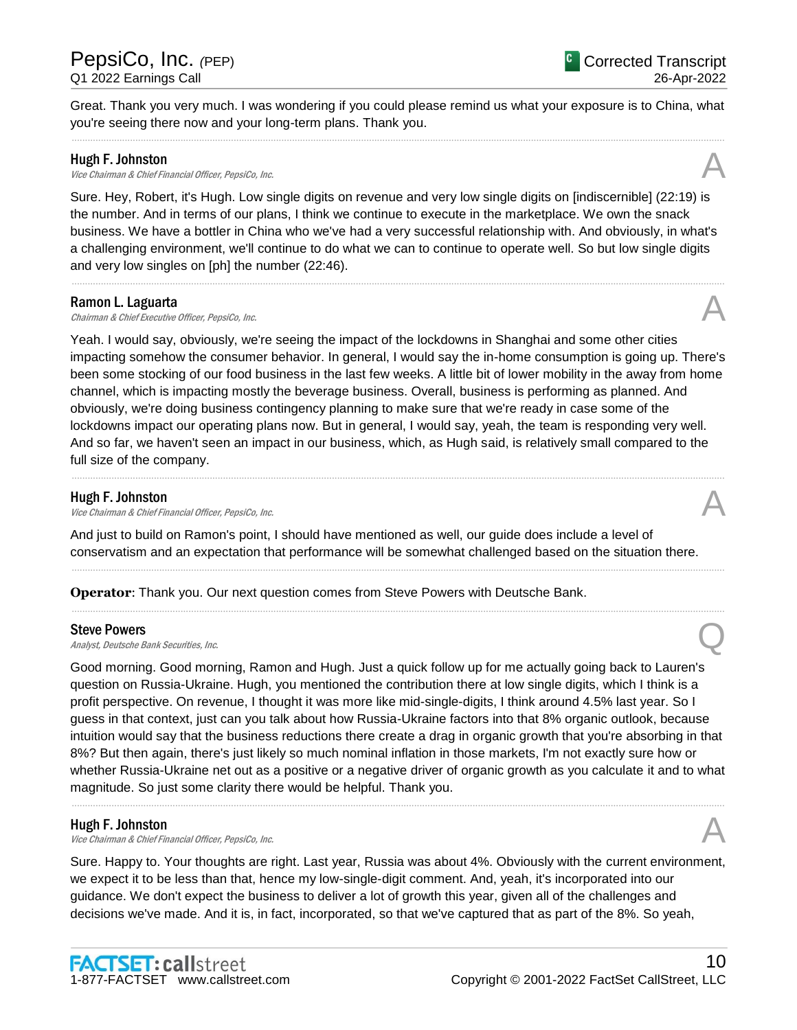Great. Thank you very much. I was wondering if you could please remind us what your exposure is to China, what you're seeing there now and your long-term plans. Thank you.

---

**Hugh F. Johnston**
*Vice Chairman & Chief Financial Officer, PepsiCo, Inc.*

A

Sure. Hey, Robert, it's Hugh. Low single digits on revenue and very low single digits on [indiscernible] (22:19) is the number. And in terms of our plans, I think we continue to execute in the marketplace. We own the snack business. We have a bottler in China who we've had a very successful relationship with. And obviously, in what's a challenging environment, we'll continue to do what we can to continue to operate well. So but low single digits and very low singles on [ph] the number (22:46).

---

**Ramon L. Laguarta**
*Chairman & Chief Executive Officer, PepsiCo, Inc.*

A

Yeah. I would say, obviously, we're seeing the impact of the lockdowns in Shanghai and some other cities impacting somehow the consumer behavior. In general, I would say the in-home consumption is going up. There's been some stocking of our food business in the last few weeks. A little bit of lower mobility in the away from home channel, which is impacting mostly the beverage business. Overall, business is performing as planned. And obviously, we're doing business contingency planning to make sure that we're ready in case some of the lockdowns impact our operating plans now. But in general, I would say, yeah, the team is responding very well. And so far, we haven't seen an impact in our business, which, as Hugh said, is relatively small compared to the full size of the company.

---

**Hugh F. Johnston**
*Vice Chairman & Chief Financial Officer, PepsiCo, Inc.*

A

And just to build on Ramon's point, I should have mentioned as well, our guide does include a level of conservatism and an expectation that performance will be somewhat challenged based on the situation there.

---

**Operator**: Thank you. Our next question comes from Steve Powers with Deutsche Bank.

---

**Steve Powers**
*Analyst, Deutsche Bank Securities, Inc.*

Q

Good morning. Good morning, Ramon and Hugh. Just a quick follow up for me actually going back to Lauren's question on Russia-Ukraine. Hugh, you mentioned the contribution there at low single digits, which I think is a profit perspective. On revenue, I thought it was more like mid-single-digits, I think around 4.5% last year. So I guess in that context, just can you talk about how Russia-Ukraine factors into that 8% organic outlook, because intuition would say that the business reductions there create a drag in organic growth that you're absorbing in that 8%? But then again, there's just likely so much nominal inflation in those markets, I'm not exactly sure how or whether Russia-Ukraine net out as a positive or a negative driver of organic growth as you calculate it and to what magnitude. So just some clarity there would be helpful. Thank you.

---

**Hugh F. Johnston**
*Vice Chairman & Chief Financial Officer, PepsiCo, Inc.*

A

Sure. Happy to. Your thoughts are right. Last year, Russia was about 4%. Obviously with the current environment, we expect it to be less than that, hence my low-single-digit comment. And, yeah, it's incorporated into our guidance. We don't expect the business to deliver a lot of growth this year, given all of the challenges and decisions we've made. And it is, in fact, incorporated, so that we've captured that as part of the 8%. So yeah,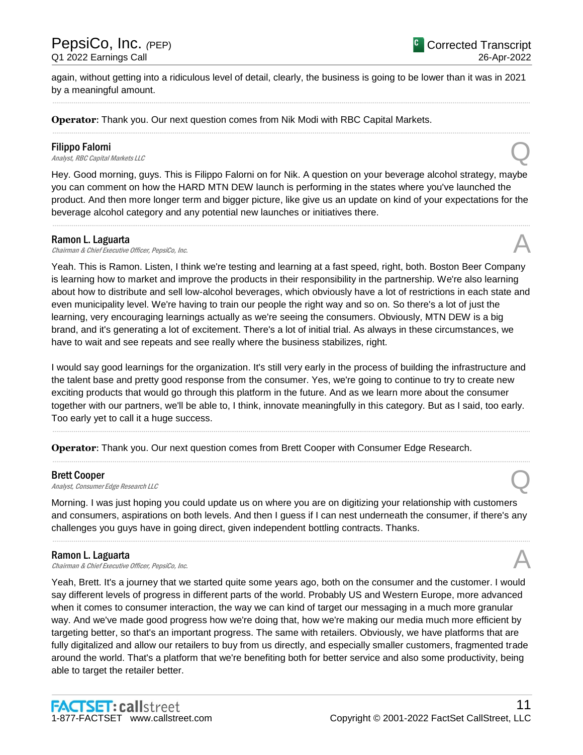again, without getting into a ridiculous level of detail, clearly, the business is going to be lower than it was in 2021 by a meaningful amount.

---

**Operator**: Thank you. Our next question comes from Nik Modi with RBC Capital Markets.

---

**Filippo Falorni**
*Analyst, RBC Capital Markets LLC*

Q

Hey. Good morning, guys. This is Filippo Falorni on for Nik. A question on your beverage alcohol strategy, maybe you can comment on how the HARD MTN DEW launch is performing in the states where you've launched the product. And then more longer term and bigger picture, like give us an update on kind of your expectations for the beverage alcohol category and any potential new launches or initiatives there.

---

**Ramon L. Laguarta**
*Chairman & Chief Executive Officer, PepsiCo, Inc.*

A

Yeah. This is Ramon. Listen, I think we're testing and learning at a fast speed, right, both. Boston Beer Company is learning how to market and improve the products in their responsibility in the partnership. We're also learning about how to distribute and sell low-alcohol beverages, which obviously have a lot of restrictions in each state and even municipality level. We're having to train our people the right way and so on. So there's a lot of just the learning, very encouraging learnings actually as we're seeing the consumers. Obviously, MTN DEW is a big brand, and it's generating a lot of excitement. There's a lot of initial trial. As always in these circumstances, we have to wait and see repeats and see really where the business stabilizes, right.

I would say good learnings for the organization. It's still very early in the process of building the infrastructure and the talent base and pretty good response from the consumer. Yes, we're going to continue to try to create new exciting products that would go through this platform in the future. And as we learn more about the consumer together with our partners, we'll be able to, I think, innovate meaningfully in this category. But as I said, too early. Too early yet to call it a huge success.

---

**Operator**: Thank you. Our next question comes from Brett Cooper with Consumer Edge Research.

---

**Brett Cooper**
*Analyst, Consumer Edge Research LLC*

Q

Morning. I was just hoping you could update us on where you are on digitizing your relationship with customers and consumers, aspirations on both levels. And then I guess if I can nest underneath the consumer, if there's any challenges you guys have in going direct, given independent bottling contracts. Thanks.

---

**Ramon L. Laguarta**
*Chairman & Chief Executive Officer, PepsiCo, Inc.*

A

Yeah, Brett. It's a journey that we started quite some years ago, both on the consumer and the customer. I would say different levels of progress in different parts of the world. Probably US and Western Europe, more advanced when it comes to consumer interaction, the way we can kind of target our messaging in a much more granular way. And we've made good progress how we're doing that, how we're making our media much more efficient by targeting better, so that's an important progress. The same with retailers. Obviously, we have platforms that are fully digitalized and allow our retailers to buy from us directly, and especially smaller customers, fragmented trade around the world. That's a platform that we're benefiting both for better service and also some productivity, being able to target the retailer better.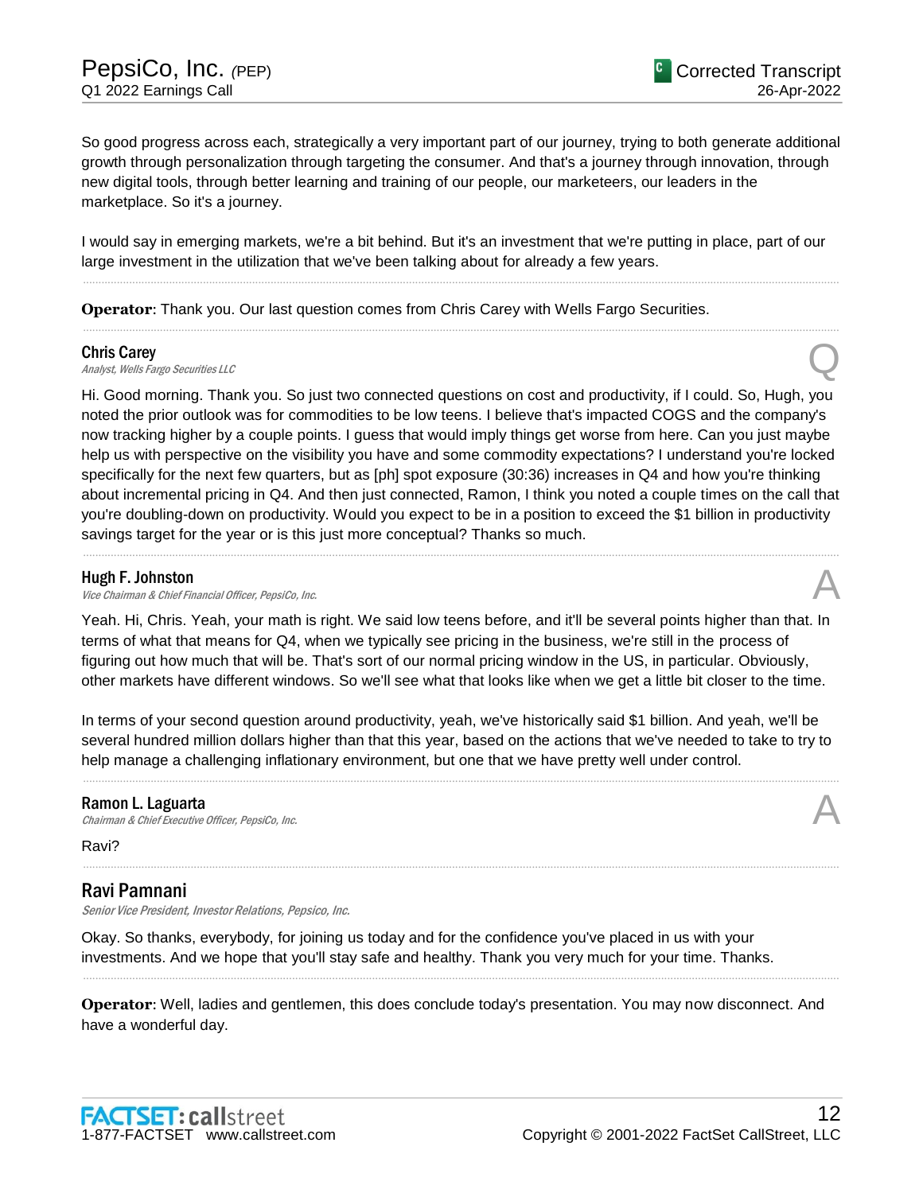So good progress across each, strategically a very important part of our journey, trying to both generate additional growth through personalization through targeting the consumer. And that's a journey through innovation, through new digital tools, through better learning and training of our people, our marketeers, our leaders in the marketplace. So it's a journey.

I would say in emerging markets, we're a bit behind. But it's an investment that we're putting in place, part of our large investment in the utilization that we've been talking about for already a few years.

---

**Operator**: Thank you. Our last question comes from Chris Carey with Wells Fargo Securities.

---

**Chris Carey**
*Analyst, Wells Fargo Securities LLC*

Q

Hi. Good morning. Thank you. So just two connected questions on cost and productivity, if I could. So, Hugh, you noted the prior outlook was for commodities to be low teens. I believe that's impacted COGS and the company's now tracking higher by a couple points. I guess that would imply things get worse from here. Can you just maybe help us with perspective on the visibility you have and some commodity expectations? I understand you're locked specifically for the next few quarters, but as [ph] spot exposure (30:36) increases in Q4 and how you're thinking about incremental pricing in Q4. And then just connected, Ramon, I think you noted a couple times on the call that you're doubling-down on productivity. Would you expect to be in a position to exceed the $1 billion in productivity savings target for the year or is this just more conceptual? Thanks so much.

---

**Hugh F. Johnston**
*Vice Chairman & Chief Financial Officer, PepsiCo, Inc.*

A

Yeah. Hi, Chris. Yeah, your math is right. We said low teens before, and it'll be several points higher than that. In terms of what that means for Q4, when we typically see pricing in the business, we're still in the process of figuring out how much that will be. That's sort of our normal pricing window in the US, in particular. Obviously, other markets have different windows. So we'll see what that looks like when we get a little bit closer to the time.

In terms of your second question around productivity, yeah, we've historically said $1 billion. And yeah, we'll be several hundred million dollars higher than that this year, based on the actions that we've needed to take to try to help manage a challenging inflationary environment, but one that we have pretty well under control.

---

**Ramon L. Laguarta**
*Chairman & Chief Executive Officer, PepsiCo, Inc.*

A

Ravi?

---

## Ravi Pamnani
*Senior Vice President, Investor Relations, Pepsico, Inc.*

Okay. So thanks, everybody, for joining us today and for the confidence you've placed in us with your investments. And we hope that you'll stay safe and healthy. Thank you very much for your time. Thanks.

---

**Operator**: Well, ladies and gentlemen, this does conclude today's presentation. You may now disconnect. And have a wonderful day.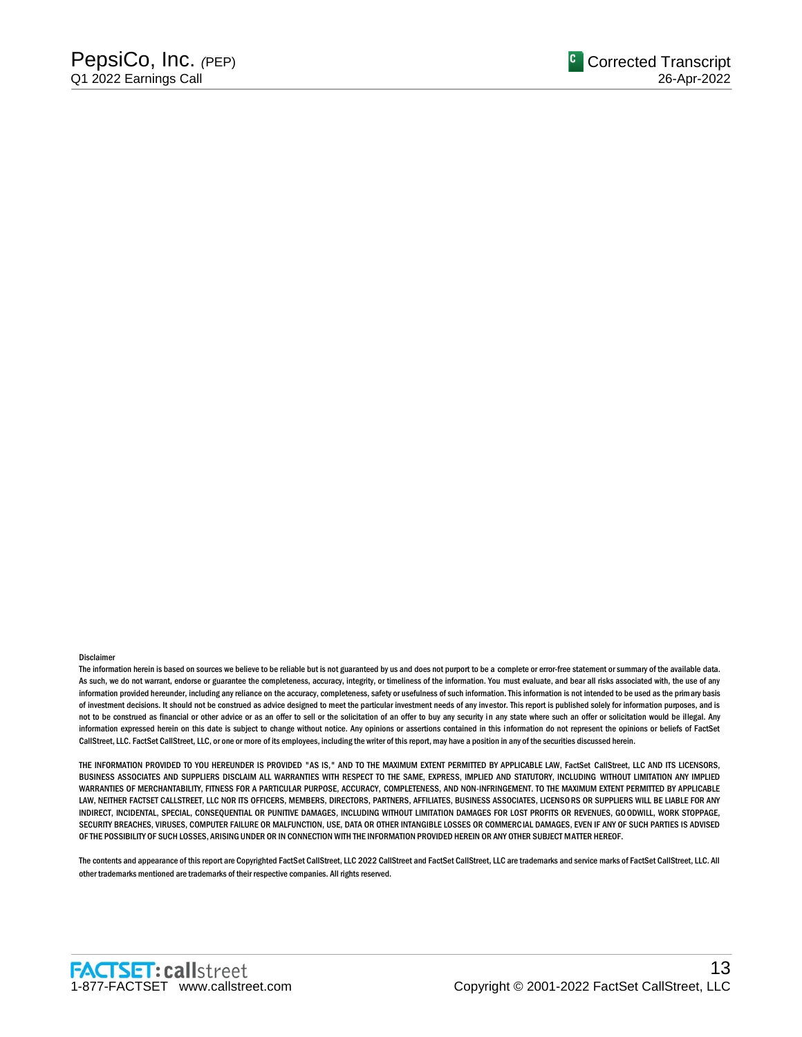Disclaimer

The information herein is based on sources we believe to be reliable but is not guaranteed by us and does not purport to be a complete or error-free statement or summary of the available data. As such, we do not warrant, endorse or guarantee the completeness, accuracy, integrity, or timeliness of the information. You must evaluate, and bear all risks associated with, the use of any information provided hereunder, including any reliance on the accuracy, completeness, safety or usefulness of such information. This information is not intended to be used as the primary basis of investment decisions. It should not be construed as advice designed to meet the particular investment needs of any investor. This report is published solely for information purposes, and is not to be construed as financial or other advice or as an offer to sell or the solicitation of an offer to buy any security in any state where such an offer or solicitation would be illegal. Any information expressed herein on this date is subject to change without notice. Any opinions or assertions contained in this information do not represent the opinions or beliefs of FactSet CallStreet, LLC. FactSet CallStreet, LLC, or one or more of its employees, including the writer of this report, may have a position in any of the securities discussed herein.

THE INFORMATION PROVIDED TO YOU HEREUNDER IS PROVIDED "AS IS," AND TO THE MAXIMUM EXTENT PERMITTED BY APPLICABLE LAW, FactSet CallStreet, LLC AND ITS LICENSORS, BUSINESS ASSOCIATES AND SUPPLIERS DISCLAIM ALL WARRANTIES WITH RESPECT TO THE SAME, EXPRESS, IMPLIED AND STATUTORY, INCLUDING WITHOUT LIMITATION ANY IMPLIED WARRANTIES OF MERCHANTABILITY, FITNESS FOR A PARTICULAR PURPOSE, ACCURACY, COMPLETENESS, AND NON-INFRINGEMENT. TO THE MAXIMUM EXTENT PERMITTED BY APPLICABLE LAW, NEITHER FACTSET CALLSTREET, LLC NOR ITS OFFICERS, MEMBERS, DIRECTORS, PARTNERS, AFFILIATES, BUSINESS ASSOCIATES, LICENSORS OR SUPPLIERS WILL BE LIABLE FOR ANY INDIRECT, INCIDENTAL, SPECIAL, CONSEQUENTIAL OR PUNITIVE DAMAGES, INCLUDING WITHOUT LIMITATION DAMAGES FOR LOST PROFITS OR REVENUES, GOODWILL, WORK STOPPAGE, SECURITY BREACHES, VIRUSES, COMPUTER FAILURE OR MALFUNCTION, USE, DATA OR OTHER INTANGIBLE LOSSES OR COMMERCIAL DAMAGES, EVEN IF ANY OF SUCH PARTIES IS ADVISED OF THE POSSIBILITY OF SUCH LOSSES, ARISING UNDER OR IN CONNECTION WITH THE INFORMATION PROVIDED HEREIN OR ANY OTHER SUBJECT MATTER HEREOF.

The contents and appearance of this report are Copyrighted FactSet CallStreet, LLC 2022 CallStreet and FactSet CallStreet, LLC are trademarks and service marks of FactSet CallStreet, LLC. All other trademarks mentioned are trademarks of their respective companies. All rights reserved.